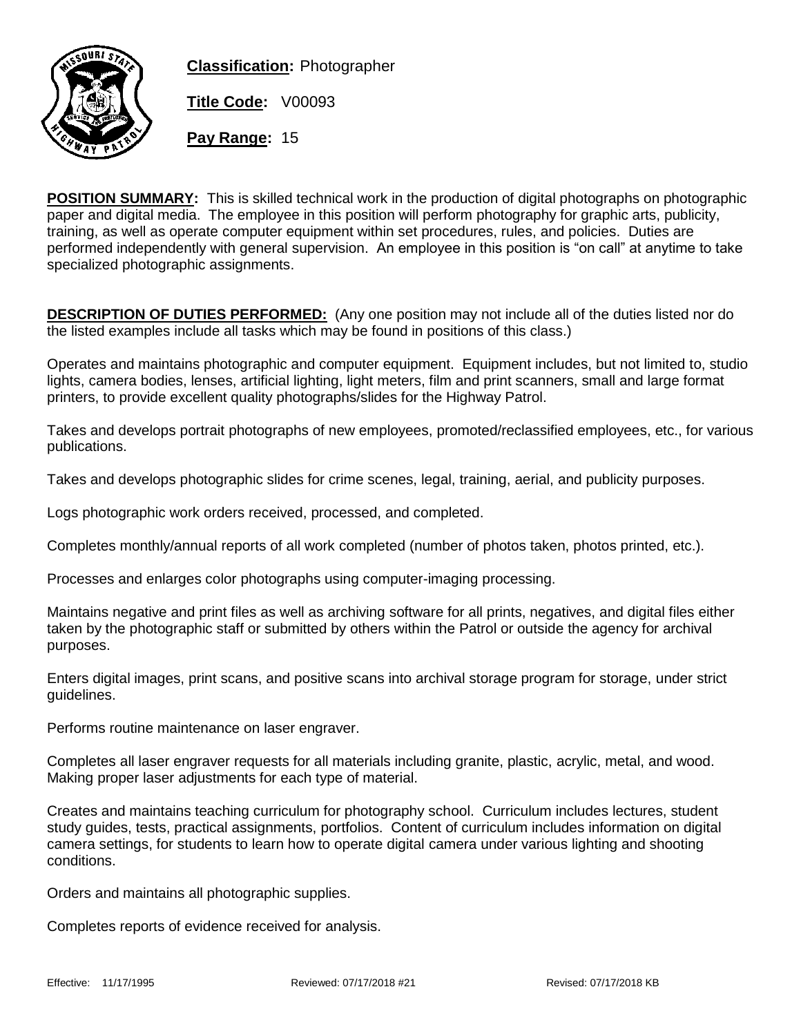**Classification:** Photographer

**Title Code:** V00093

**Pay Range:** 15

**POSITION SUMMARY:** This is skilled technical work in the production of digital photographs on photographic paper and digital media. The employee in this position will perform photography for graphic arts, publicity, training, as well as operate computer equipment within set procedures, rules, and policies. Duties are performed independently with general supervision. An employee in this position is "on call" at anytime to take specialized photographic assignments.

**DESCRIPTION OF DUTIES PERFORMED:** (Any one position may not include all of the duties listed nor do the listed examples include all tasks which may be found in positions of this class.)

Operates and maintains photographic and computer equipment. Equipment includes, but not limited to, studio lights, camera bodies, lenses, artificial lighting, light meters, film and print scanners, small and large format printers, to provide excellent quality photographs/slides for the Highway Patrol.

Takes and develops portrait photographs of new employees, promoted/reclassified employees, etc., for various publications.

Takes and develops photographic slides for crime scenes, legal, training, aerial, and publicity purposes.

Logs photographic work orders received, processed, and completed.

Completes monthly/annual reports of all work completed (number of photos taken, photos printed, etc.).

Processes and enlarges color photographs using computer-imaging processing.

Maintains negative and print files as well as archiving software for all prints, negatives, and digital files either taken by the photographic staff or submitted by others within the Patrol or outside the agency for archival purposes.

Enters digital images, print scans, and positive scans into archival storage program for storage, under strict guidelines.

Performs routine maintenance on laser engraver.

Completes all laser engraver requests for all materials including granite, plastic, acrylic, metal, and wood. Making proper laser adjustments for each type of material.

Creates and maintains teaching curriculum for photography school. Curriculum includes lectures, student study guides, tests, practical assignments, portfolios. Content of curriculum includes information on digital camera settings, for students to learn how to operate digital camera under various lighting and shooting conditions.

Orders and maintains all photographic supplies.

Completes reports of evidence received for analysis.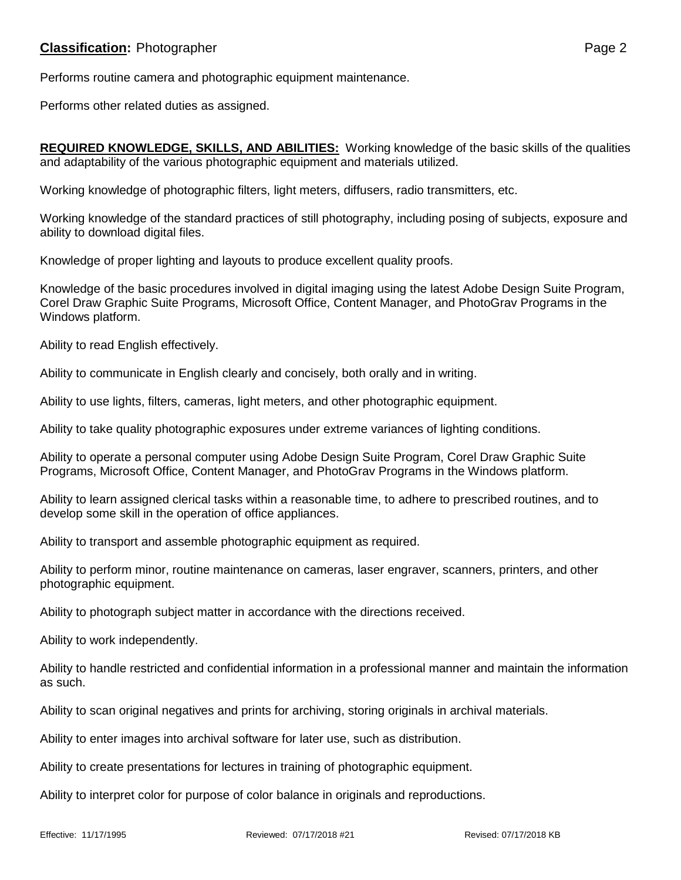Performs routine camera and photographic equipment maintenance.

Performs other related duties as assigned.

**REQUIRED KNOWLEDGE, SKILLS, AND ABILITIES:** Working knowledge of the basic skills of the qualities and adaptability of the various photographic equipment and materials utilized.

Working knowledge of photographic filters, light meters, diffusers, radio transmitters, etc.

Working knowledge of the standard practices of still photography, including posing of subjects, exposure and ability to download digital files.

Knowledge of proper lighting and layouts to produce excellent quality proofs.

Knowledge of the basic procedures involved in digital imaging using the latest Adobe Design Suite Program, Corel Draw Graphic Suite Programs, Microsoft Office, Content Manager, and PhotoGrav Programs in the Windows platform.

Ability to read English effectively.

Ability to communicate in English clearly and concisely, both orally and in writing.

Ability to use lights, filters, cameras, light meters, and other photographic equipment.

Ability to take quality photographic exposures under extreme variances of lighting conditions.

Ability to operate a personal computer using Adobe Design Suite Program, Corel Draw Graphic Suite Programs, Microsoft Office, Content Manager, and PhotoGrav Programs in the Windows platform.

Ability to learn assigned clerical tasks within a reasonable time, to adhere to prescribed routines, and to develop some skill in the operation of office appliances.

Ability to transport and assemble photographic equipment as required.

Ability to perform minor, routine maintenance on cameras, laser engraver, scanners, printers, and other photographic equipment.

Ability to photograph subject matter in accordance with the directions received.

Ability to work independently.

Ability to handle restricted and confidential information in a professional manner and maintain the information as such.

Ability to scan original negatives and prints for archiving, storing originals in archival materials.

Ability to enter images into archival software for later use, such as distribution.

Ability to create presentations for lectures in training of photographic equipment.

Ability to interpret color for purpose of color balance in originals and reproductions.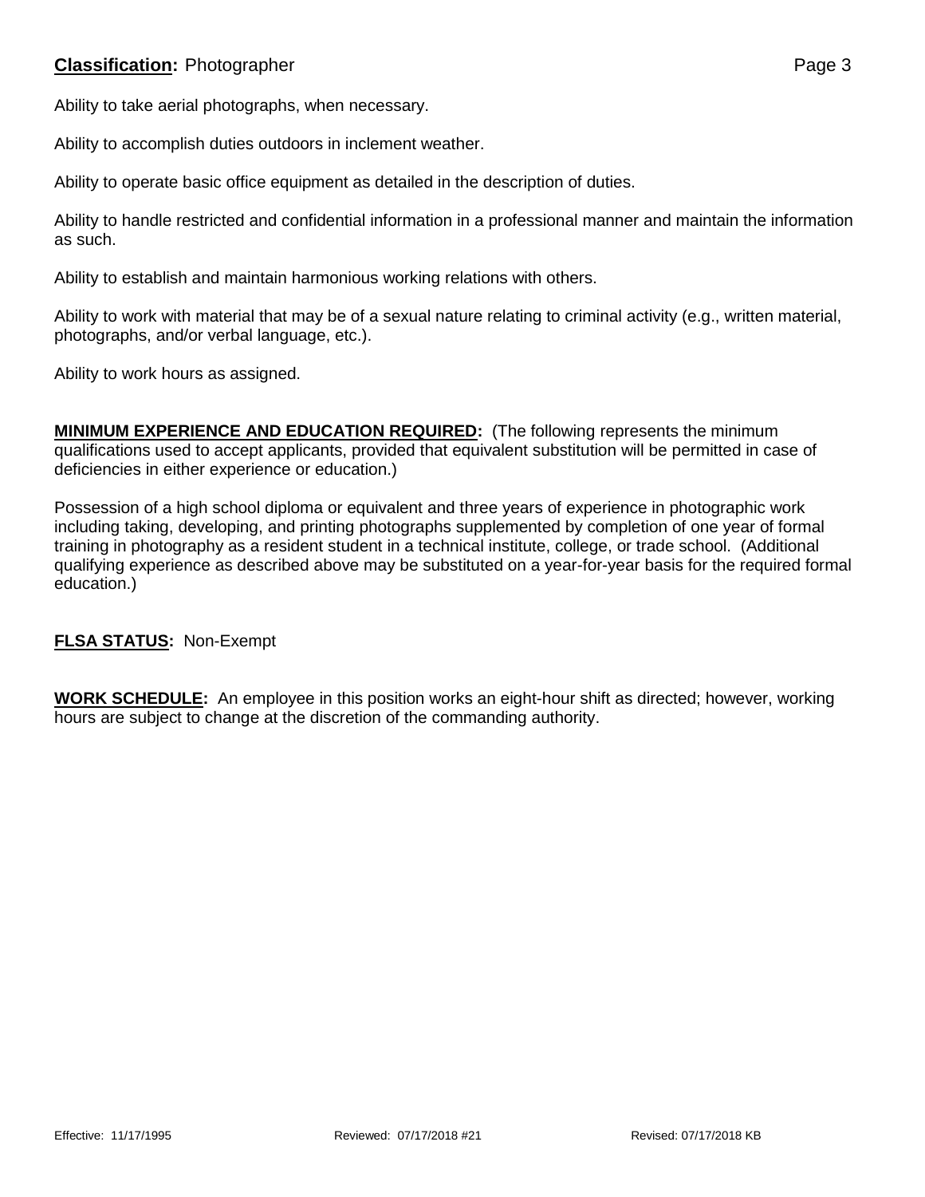Ability to take aerial photographs, when necessary.

Ability to accomplish duties outdoors in inclement weather.

Ability to operate basic office equipment as detailed in the description of duties.

Ability to handle restricted and confidential information in a professional manner and maintain the information as such.

Ability to establish and maintain harmonious working relations with others.

Ability to work with material that may be of a sexual nature relating to criminal activity (e.g., written material, photographs, and/or verbal language, etc.).

Ability to work hours as assigned.

**MINIMUM EXPERIENCE AND EDUCATION REQUIRED:** (The following represents the minimum qualifications used to accept applicants, provided that equivalent substitution will be permitted in case of deficiencies in either experience or education.)

Possession of a high school diploma or equivalent and three years of experience in photographic work including taking, developing, and printing photographs supplemented by completion of one year of formal training in photography as a resident student in a technical institute, college, or trade school. (Additional qualifying experience as described above may be substituted on a year-for-year basis for the required formal education.)

**FLSA STATUS:** Non-Exempt

**WORK SCHEDULE:** An employee in this position works an eight-hour shift as directed; however, working hours are subject to change at the discretion of the commanding authority.

Effective: 11/17/1995 Reviewed: 07/17/2018 #21 Revised: 07/17/2018 KB